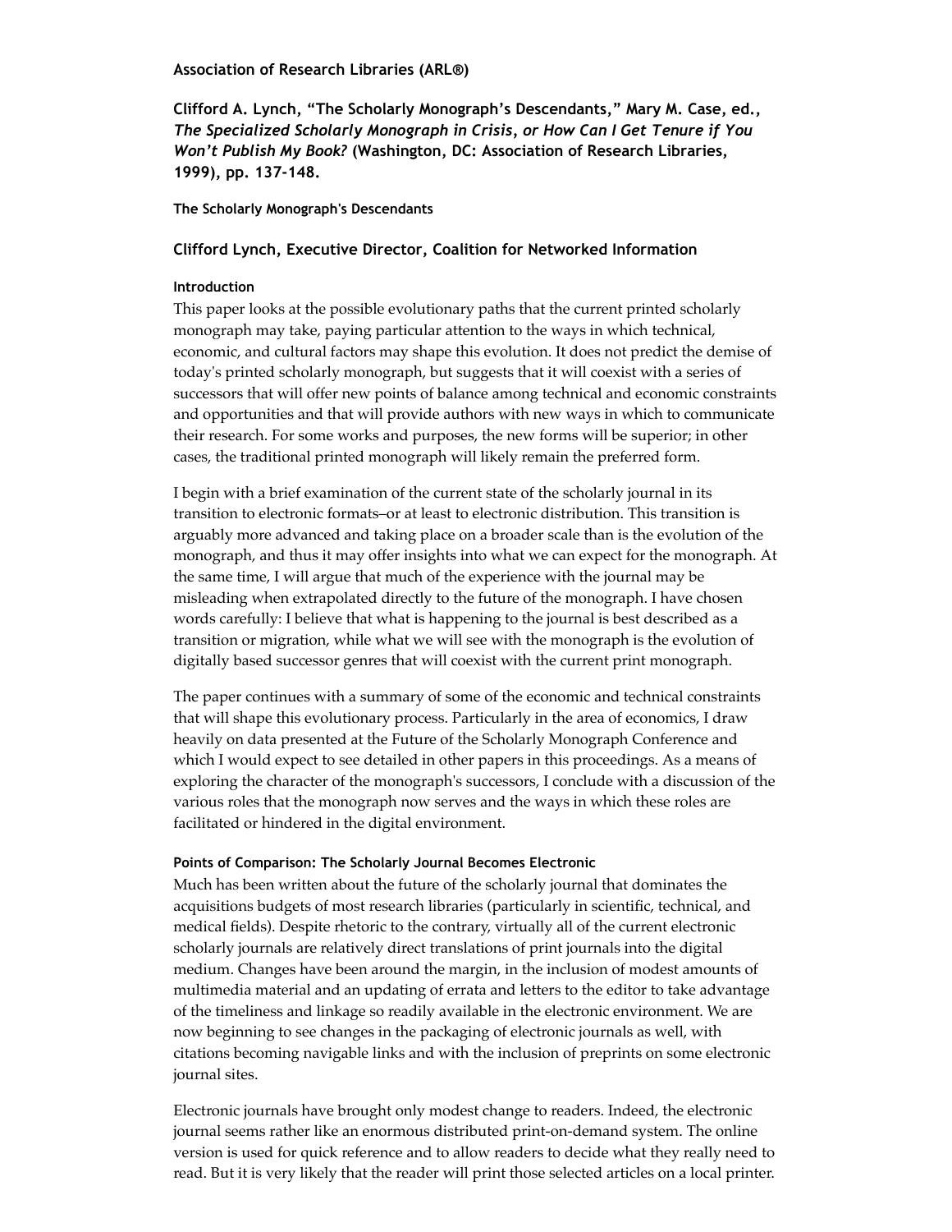**Association of Research Libraries (ARL®)**

**Clifford A. Lynch, "The Scholarly Monograph's Descendants," Mary M. Case, ed., *The Specialized Scholarly Monograph in Crisis, or How Can I Get Tenure if You Won't Publish My Book?* (Washington, DC: Association of Research Libraries, 1999), pp. 137-148.**

#### The Scholarly Monograph's Descendants

### Clifford Lynch, Executive Director, Coalition for Networked Information

#### Introduction

This paper looks at the possible evolutionary paths that the current printed scholarly monograph may take, paying particular attention to the ways in which technical, economic, and cultural factors may shape this evolution. It does not predict the demise of today's printed scholarly monograph, but suggests that it will coexist with a series of successors that will offer new points of balance among technical and economic constraints and opportunities and that will provide authors with new ways in which to communicate their research. For some works and purposes, the new forms will be superior; in other cases, the traditional printed monograph will likely remain the preferred form.

I begin with a brief examination of the current state of the scholarly journal in its transition to electronic formats–or at least to electronic distribution. This transition is arguably more advanced and taking place on a broader scale than is the evolution of the monograph, and thus it may offer insights into what we can expect for the monograph. At the same time, I will argue that much of the experience with the journal may be misleading when extrapolated directly to the future of the monograph. I have chosen words carefully: I believe that what is happening to the journal is best described as a transition or migration, while what we will see with the monograph is the evolution of digitally based successor genres that will coexist with the current print monograph.

The paper continues with a summary of some of the economic and technical constraints that will shape this evolutionary process. Particularly in the area of economics, I draw heavily on data presented at the Future of the Scholarly Monograph Conference and which I would expect to see detailed in other papers in this proceedings. As a means of exploring the character of the monograph's successors, I conclude with a discussion of the various roles that the monograph now serves and the ways in which these roles are facilitated or hindered in the digital environment.

#### Points of Comparison: The Scholarly Journal Becomes Electronic

Much has been written about the future of the scholarly journal that dominates the acquisitions budgets of most research libraries (particularly in scientific, technical, and medical fields). Despite rhetoric to the contrary, virtually all of the current electronic scholarly journals are relatively direct translations of print journals into the digital medium. Changes have been around the margin, in the inclusion of modest amounts of multimedia material and an updating of errata and letters to the editor to take advantage of the timeliness and linkage so readily available in the electronic environment. We are now beginning to see changes in the packaging of electronic journals as well, with citations becoming navigable links and with the inclusion of preprints on some electronic journal sites.

Electronic journals have brought only modest change to readers. Indeed, the electronic journal seems rather like an enormous distributed print-on-demand system. The online version is used for quick reference and to allow readers to decide what they really need to read. But it is very likely that the reader will print those selected articles on a local printer.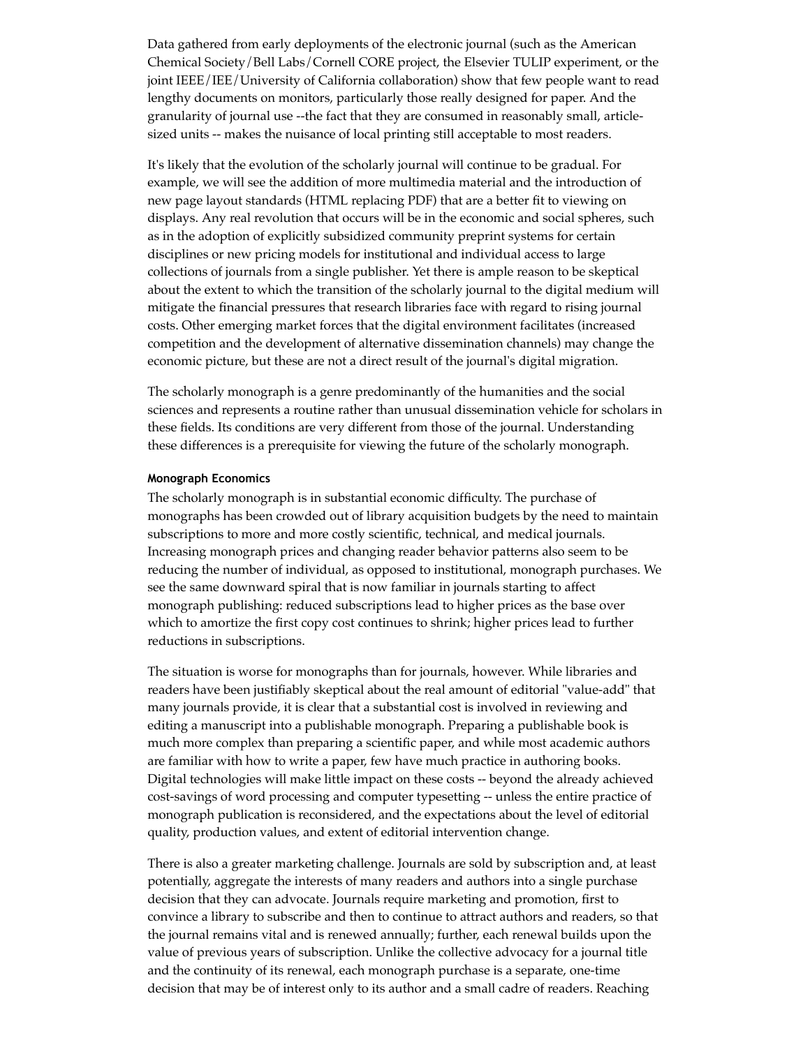Data gathered from early deployments of the electronic journal (such as the American Chemical Society/Bell Labs/Cornell CORE project, the Elsevier TULIP experiment, or the joint IEEE/IEE/University of California collaboration) show that few people want to read lengthy documents on monitors, particularly those really designed for paper. And the granularity of journal use --the fact that they are consumed in reasonably small, article-sized units -- makes the nuisance of local printing still acceptable to most readers.

It's likely that the evolution of the scholarly journal will continue to be gradual. For example, we will see the addition of more multimedia material and the introduction of new page layout standards (HTML replacing PDF) that are a better fit to viewing on displays. Any real revolution that occurs will be in the economic and social spheres, such as in the adoption of explicitly subsidized community preprint systems for certain disciplines or new pricing models for institutional and individual access to large collections of journals from a single publisher. Yet there is ample reason to be skeptical about the extent to which the transition of the scholarly journal to the digital medium will mitigate the financial pressures that research libraries face with regard to rising journal costs. Other emerging market forces that the digital environment facilitates (increased competition and the development of alternative dissemination channels) may change the economic picture, but these are not a direct result of the journal's digital migration.

The scholarly monograph is a genre predominantly of the humanities and the social sciences and represents a routine rather than unusual dissemination vehicle for scholars in these fields. Its conditions are very different from those of the journal. Understanding these differences is a prerequisite for viewing the future of the scholarly monograph.

#### Monograph Economics

The scholarly monograph is in substantial economic difficulty. The purchase of monographs has been crowded out of library acquisition budgets by the need to maintain subscriptions to more and more costly scientific, technical, and medical journals. Increasing monograph prices and changing reader behavior patterns also seem to be reducing the number of individual, as opposed to institutional, monograph purchases. We see the same downward spiral that is now familiar in journals starting to affect monograph publishing: reduced subscriptions lead to higher prices as the base over which to amortize the first copy cost continues to shrink; higher prices lead to further reductions in subscriptions.

The situation is worse for monographs than for journals, however. While libraries and readers have been justifiably skeptical about the real amount of editorial "value-add" that many journals provide, it is clear that a substantial cost is involved in reviewing and editing a manuscript into a publishable monograph. Preparing a publishable book is much more complex than preparing a scientific paper, and while most academic authors are familiar with how to write a paper, few have much practice in authoring books. Digital technologies will make little impact on these costs -- beyond the already achieved cost-savings of word processing and computer typesetting -- unless the entire practice of monograph publication is reconsidered, and the expectations about the level of editorial quality, production values, and extent of editorial intervention change.

There is also a greater marketing challenge. Journals are sold by subscription and, at least potentially, aggregate the interests of many readers and authors into a single purchase decision that they can advocate. Journals require marketing and promotion, first to convince a library to subscribe and then to continue to attract authors and readers, so that the journal remains vital and is renewed annually; further, each renewal builds upon the value of previous years of subscription. Unlike the collective advocacy for a journal title and the continuity of its renewal, each monograph purchase is a separate, one-time decision that may be of interest only to its author and a small cadre of readers. Reaching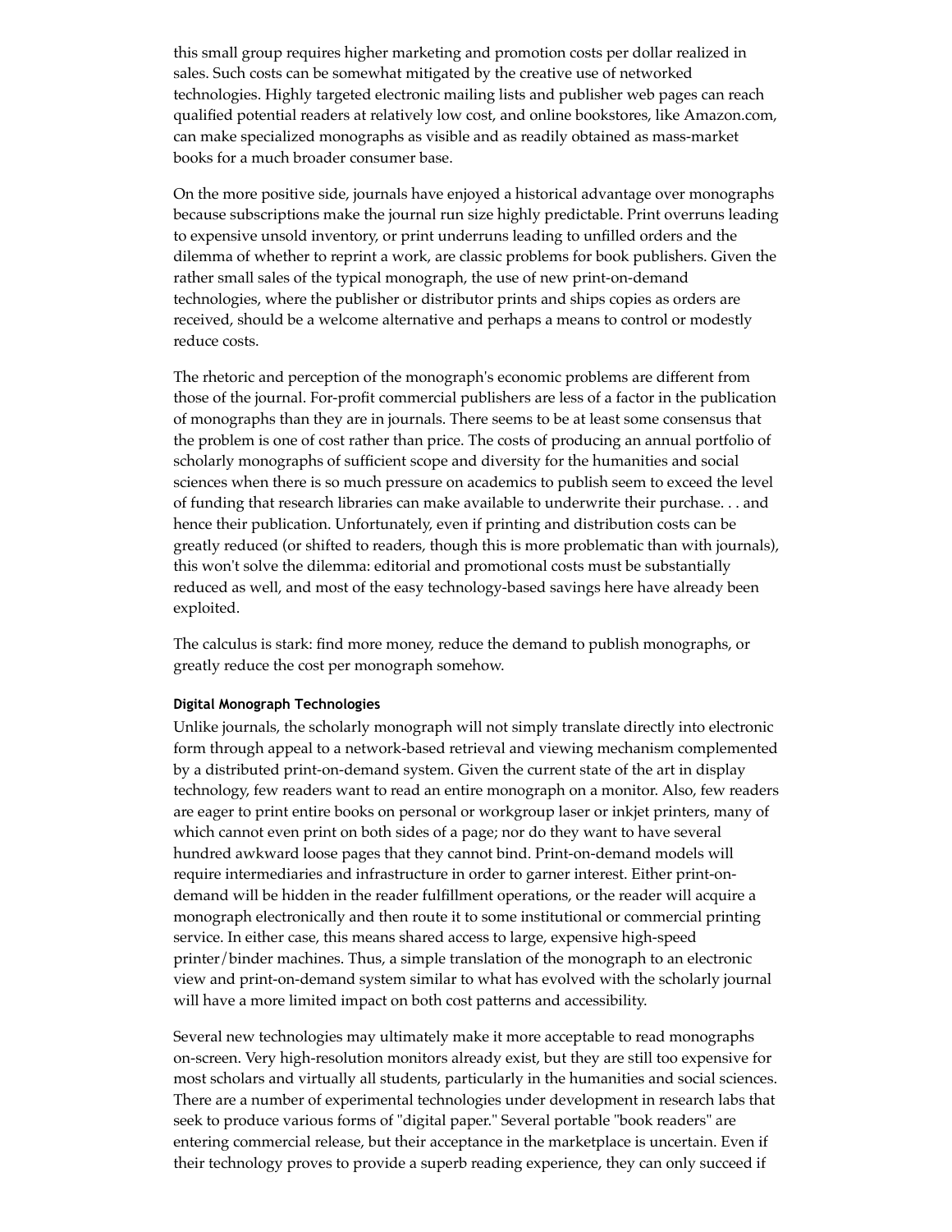this small group requires higher marketing and promotion costs per dollar realized in sales. Such costs can be somewhat mitigated by the creative use of networked technologies. Highly targeted electronic mailing lists and publisher web pages can reach qualified potential readers at relatively low cost, and online bookstores, like Amazon.com, can make specialized monographs as visible and as readily obtained as mass-market books for a much broader consumer base.

On the more positive side, journals have enjoyed a historical advantage over monographs because subscriptions make the journal run size highly predictable. Print overruns leading to expensive unsold inventory, or print underruns leading to unfilled orders and the dilemma of whether to reprint a work, are classic problems for book publishers. Given the rather small sales of the typical monograph, the use of new print-on-demand technologies, where the publisher or distributor prints and ships copies as orders are received, should be a welcome alternative and perhaps a means to control or modestly reduce costs.

The rhetoric and perception of the monograph's economic problems are different from those of the journal. For-profit commercial publishers are less of a factor in the publication of monographs than they are in journals. There seems to be at least some consensus that the problem is one of cost rather than price. The costs of producing an annual portfolio of scholarly monographs of sufficient scope and diversity for the humanities and social sciences when there is so much pressure on academics to publish seem to exceed the level of funding that research libraries can make available to underwrite their purchase. . . and hence their publication. Unfortunately, even if printing and distribution costs can be greatly reduced (or shifted to readers, though this is more problematic than with journals), this won't solve the dilemma: editorial and promotional costs must be substantially reduced as well, and most of the easy technology-based savings here have already been exploited.

The calculus is stark: find more money, reduce the demand to publish monographs, or greatly reduce the cost per monograph somehow.

#### Digital Monograph Technologies

Unlike journals, the scholarly monograph will not simply translate directly into electronic form through appeal to a network-based retrieval and viewing mechanism complemented by a distributed print-on-demand system. Given the current state of the art in display technology, few readers want to read an entire monograph on a monitor. Also, few readers are eager to print entire books on personal or workgroup laser or inkjet printers, many of which cannot even print on both sides of a page; nor do they want to have several hundred awkward loose pages that they cannot bind. Print-on-demand models will require intermediaries and infrastructure in order to garner interest. Either print-on-demand will be hidden in the reader fulfillment operations, or the reader will acquire a monograph electronically and then route it to some institutional or commercial printing service. In either case, this means shared access to large, expensive high-speed printer/binder machines. Thus, a simple translation of the monograph to an electronic view and print-on-demand system similar to what has evolved with the scholarly journal will have a more limited impact on both cost patterns and accessibility.

Several new technologies may ultimately make it more acceptable to read monographs on-screen. Very high-resolution monitors already exist, but they are still too expensive for most scholars and virtually all students, particularly in the humanities and social sciences. There are a number of experimental technologies under development in research labs that seek to produce various forms of "digital paper." Several portable "book readers" are entering commercial release, but their acceptance in the marketplace is uncertain. Even if their technology proves to provide a superb reading experience, they can only succeed if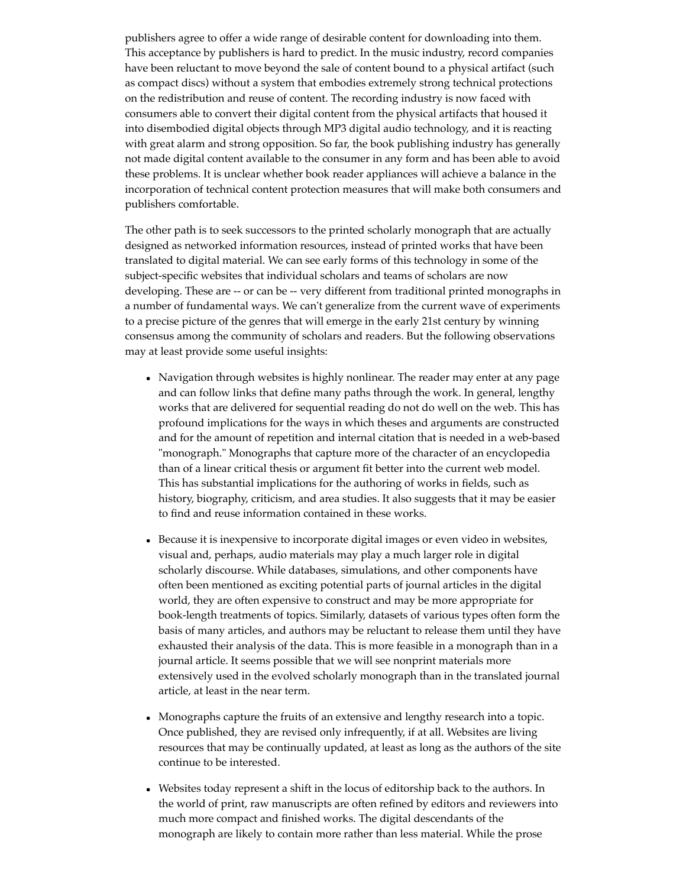publishers agree to offer a wide range of desirable content for downloading into them. This acceptance by publishers is hard to predict. In the music industry, record companies have been reluctant to move beyond the sale of content bound to a physical artifact (such as compact discs) without a system that embodies extremely strong technical protections on the redistribution and reuse of content. The recording industry is now faced with consumers able to convert their digital content from the physical artifacts that housed it into disembodied digital objects through MP3 digital audio technology, and it is reacting with great alarm and strong opposition. So far, the book publishing industry has generally not made digital content available to the consumer in any form and has been able to avoid these problems. It is unclear whether book reader appliances will achieve a balance in the incorporation of technical content protection measures that will make both consumers and publishers comfortable.

The other path is to seek successors to the printed scholarly monograph that are actually designed as networked information resources, instead of printed works that have been translated to digital material. We can see early forms of this technology in some of the subject-specific websites that individual scholars and teams of scholars are now developing. These are -- or can be -- very different from traditional printed monographs in a number of fundamental ways. We can't generalize from the current wave of experiments to a precise picture of the genres that will emerge in the early 21st century by winning consensus among the community of scholars and readers. But the following observations may at least provide some useful insights:

- Navigation through websites is highly nonlinear. The reader may enter at any page and can follow links that define many paths through the work. In general, lengthy works that are delivered for sequential reading do not do well on the web. This has profound implications for the ways in which theses and arguments are constructed and for the amount of repetition and internal citation that is needed in a web-based "monograph." Monographs that capture more of the character of an encyclopedia than of a linear critical thesis or argument fit better into the current web model. This has substantial implications for the authoring of works in fields, such as history, biography, criticism, and area studies. It also suggests that it may be easier to find and reuse information contained in these works.

- Because it is inexpensive to incorporate digital images or even video in websites, visual and, perhaps, audio materials may play a much larger role in digital scholarly discourse. While databases, simulations, and other components have often been mentioned as exciting potential parts of journal articles in the digital world, they are often expensive to construct and may be more appropriate for book-length treatments of topics. Similarly, datasets of various types often form the basis of many articles, and authors may be reluctant to release them until they have exhausted their analysis of the data. This is more feasible in a monograph than in a journal article. It seems possible that we will see nonprint materials more extensively used in the evolved scholarly monograph than in the translated journal article, at least in the near term.

- Monographs capture the fruits of an extensive and lengthy research into a topic. Once published, they are revised only infrequently, if at all. Websites are living resources that may be continually updated, at least as long as the authors of the site continue to be interested.

- Websites today represent a shift in the locus of editorship back to the authors. In the world of print, raw manuscripts are often refined by editors and reviewers into much more compact and finished works. The digital descendants of the monograph are likely to contain more rather than less material. While the prose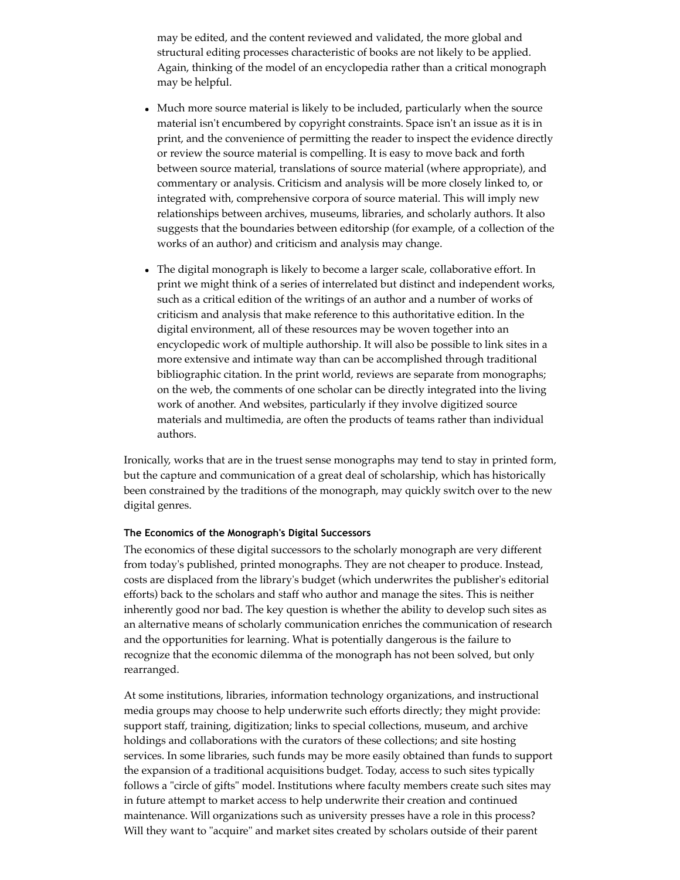may be edited, and the content reviewed and validated, the more global and structural editing processes characteristic of books are not likely to be applied. Again, thinking of the model of an encyclopedia rather than a critical monograph may be helpful.

- Much more source material is likely to be included, particularly when the source material isn't encumbered by copyright constraints. Space isn't an issue as it is in print, and the convenience of permitting the reader to inspect the evidence directly or review the source material is compelling. It is easy to move back and forth between source material, translations of source material (where appropriate), and commentary or analysis. Criticism and analysis will be more closely linked to, or integrated with, comprehensive corpora of source material. This will imply new relationships between archives, museums, libraries, and scholarly authors. It also suggests that the boundaries between editorship (for example, of a collection of the works of an author) and criticism and analysis may change.

- The digital monograph is likely to become a larger scale, collaborative effort. In print we might think of a series of interrelated but distinct and independent works, such as a critical edition of the writings of an author and a number of works of criticism and analysis that make reference to this authoritative edition. In the digital environment, all of these resources may be woven together into an encyclopedic work of multiple authorship. It will also be possible to link sites in a more extensive and intimate way than can be accomplished through traditional bibliographic citation. In the print world, reviews are separate from monographs; on the web, the comments of one scholar can be directly integrated into the living work of another. And websites, particularly if they involve digitized source materials and multimedia, are often the products of teams rather than individual authors.

Ironically, works that are in the truest sense monographs may tend to stay in printed form, but the capture and communication of a great deal of scholarship, which has historically been constrained by the traditions of the monograph, may quickly switch over to the new digital genres.

#### The Economics of the Monograph's Digital Successors

The economics of these digital successors to the scholarly monograph are very different from today's published, printed monographs. They are not cheaper to produce. Instead, costs are displaced from the library's budget (which underwrites the publisher's editorial efforts) back to the scholars and staff who author and manage the sites. This is neither inherently good nor bad. The key question is whether the ability to develop such sites as an alternative means of scholarly communication enriches the communication of research and the opportunities for learning. What is potentially dangerous is the failure to recognize that the economic dilemma of the monograph has not been solved, but only rearranged.

At some institutions, libraries, information technology organizations, and instructional media groups may choose to help underwrite such efforts directly; they might provide: support staff, training, digitization; links to special collections, museum, and archive holdings and collaborations with the curators of these collections; and site hosting services. In some libraries, such funds may be more easily obtained than funds to support the expansion of a traditional acquisitions budget. Today, access to such sites typically follows a "circle of gifts" model. Institutions where faculty members create such sites may in future attempt to market access to help underwrite their creation and continued maintenance. Will organizations such as university presses have a role in this process? Will they want to "acquire" and market sites created by scholars outside of their parent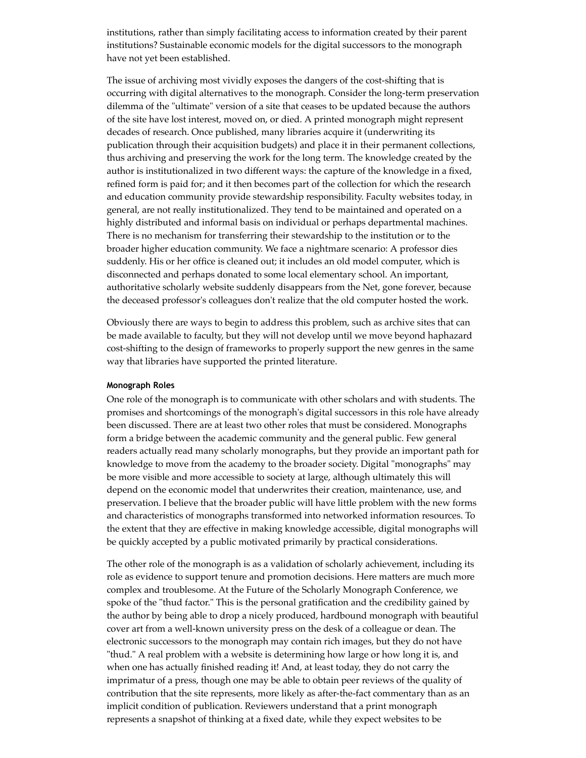institutions, rather than simply facilitating access to information created by their parent institutions? Sustainable economic models for the digital successors to the monograph have not yet been established.

The issue of archiving most vividly exposes the dangers of the cost-shifting that is occurring with digital alternatives to the monograph. Consider the long-term preservation dilemma of the "ultimate" version of a site that ceases to be updated because the authors of the site have lost interest, moved on, or died. A printed monograph might represent decades of research. Once published, many libraries acquire it (underwriting its publication through their acquisition budgets) and place it in their permanent collections, thus archiving and preserving the work for the long term. The knowledge created by the author is institutionalized in two different ways: the capture of the knowledge in a fixed, refined form is paid for; and it then becomes part of the collection for which the research and education community provide stewardship responsibility. Faculty websites today, in general, are not really institutionalized. They tend to be maintained and operated on a highly distributed and informal basis on individual or perhaps departmental machines. There is no mechanism for transferring their stewardship to the institution or to the broader higher education community. We face a nightmare scenario: A professor dies suddenly. His or her office is cleaned out; it includes an old model computer, which is disconnected and perhaps donated to some local elementary school. An important, authoritative scholarly website suddenly disappears from the Net, gone forever, because the deceased professor's colleagues don't realize that the old computer hosted the work.

Obviously there are ways to begin to address this problem, such as archive sites that can be made available to faculty, but they will not develop until we move beyond haphazard cost-shifting to the design of frameworks to properly support the new genres in the same way that libraries have supported the printed literature.

#### Monograph Roles

One role of the monograph is to communicate with other scholars and with students. The promises and shortcomings of the monograph's digital successors in this role have already been discussed. There are at least two other roles that must be considered. Monographs form a bridge between the academic community and the general public. Few general readers actually read many scholarly monographs, but they provide an important path for knowledge to move from the academy to the broader society. Digital "monographs" may be more visible and more accessible to society at large, although ultimately this will depend on the economic model that underwrites their creation, maintenance, use, and preservation. I believe that the broader public will have little problem with the new forms and characteristics of monographs transformed into networked information resources. To the extent that they are effective in making knowledge accessible, digital monographs will be quickly accepted by a public motivated primarily by practical considerations.

The other role of the monograph is as a validation of scholarly achievement, including its role as evidence to support tenure and promotion decisions. Here matters are much more complex and troublesome. At the Future of the Scholarly Monograph Conference, we spoke of the "thud factor." This is the personal gratification and the credibility gained by the author by being able to drop a nicely produced, hardbound monograph with beautiful cover art from a well-known university press on the desk of a colleague or dean. The electronic successors to the monograph may contain rich images, but they do not have "thud." A real problem with a website is determining how large or how long it is, and when one has actually finished reading it! And, at least today, they do not carry the imprimatur of a press, though one may be able to obtain peer reviews of the quality of contribution that the site represents, more likely as after-the-fact commentary than as an implicit condition of publication. Reviewers understand that a print monograph represents a snapshot of thinking at a fixed date, while they expect websites to be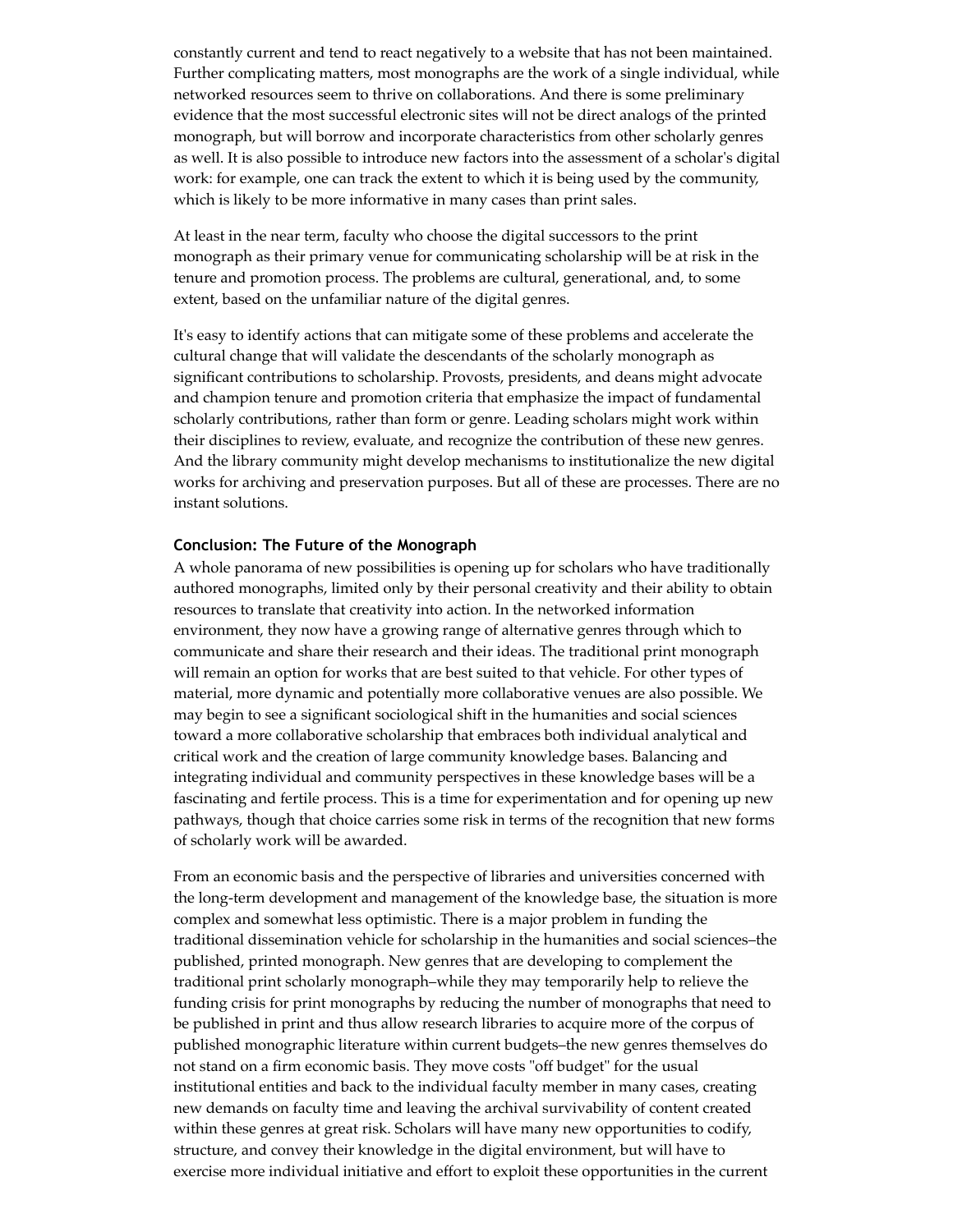constantly current and tend to react negatively to a website that has not been maintained. Further complicating matters, most monographs are the work of a single individual, while networked resources seem to thrive on collaborations. And there is some preliminary evidence that the most successful electronic sites will not be direct analogs of the printed monograph, but will borrow and incorporate characteristics from other scholarly genres as well. It is also possible to introduce new factors into the assessment of a scholar's digital work: for example, one can track the extent to which it is being used by the community, which is likely to be more informative in many cases than print sales.

At least in the near term, faculty who choose the digital successors to the print monograph as their primary venue for communicating scholarship will be at risk in the tenure and promotion process. The problems are cultural, generational, and, to some extent, based on the unfamiliar nature of the digital genres.

It's easy to identify actions that can mitigate some of these problems and accelerate the cultural change that will validate the descendants of the scholarly monograph as significant contributions to scholarship. Provosts, presidents, and deans might advocate and champion tenure and promotion criteria that emphasize the impact of fundamental scholarly contributions, rather than form or genre. Leading scholars might work within their disciplines to review, evaluate, and recognize the contribution of these new genres. And the library community might develop mechanisms to institutionalize the new digital works for archiving and preservation purposes. But all of these are processes. There are no instant solutions.

### Conclusion: The Future of the Monograph

A whole panorama of new possibilities is opening up for scholars who have traditionally authored monographs, limited only by their personal creativity and their ability to obtain resources to translate that creativity into action. In the networked information environment, they now have a growing range of alternative genres through which to communicate and share their research and their ideas. The traditional print monograph will remain an option for works that are best suited to that vehicle. For other types of material, more dynamic and potentially more collaborative venues are also possible. We may begin to see a significant sociological shift in the humanities and social sciences toward a more collaborative scholarship that embraces both individual analytical and critical work and the creation of large community knowledge bases. Balancing and integrating individual and community perspectives in these knowledge bases will be a fascinating and fertile process. This is a time for experimentation and for opening up new pathways, though that choice carries some risk in terms of the recognition that new forms of scholarly work will be awarded.

From an economic basis and the perspective of libraries and universities concerned with the long-term development and management of the knowledge base, the situation is more complex and somewhat less optimistic. There is a major problem in funding the traditional dissemination vehicle for scholarship in the humanities and social sciences–the published, printed monograph. New genres that are developing to complement the traditional print scholarly monograph–while they may temporarily help to relieve the funding crisis for print monographs by reducing the number of monographs that need to be published in print and thus allow research libraries to acquire more of the corpus of published monographic literature within current budgets–the new genres themselves do not stand on a firm economic basis. They move costs "off budget" for the usual institutional entities and back to the individual faculty member in many cases, creating new demands on faculty time and leaving the archival survivability of content created within these genres at great risk. Scholars will have many new opportunities to codify, structure, and convey their knowledge in the digital environment, but will have to exercise more individual initiative and effort to exploit these opportunities in the current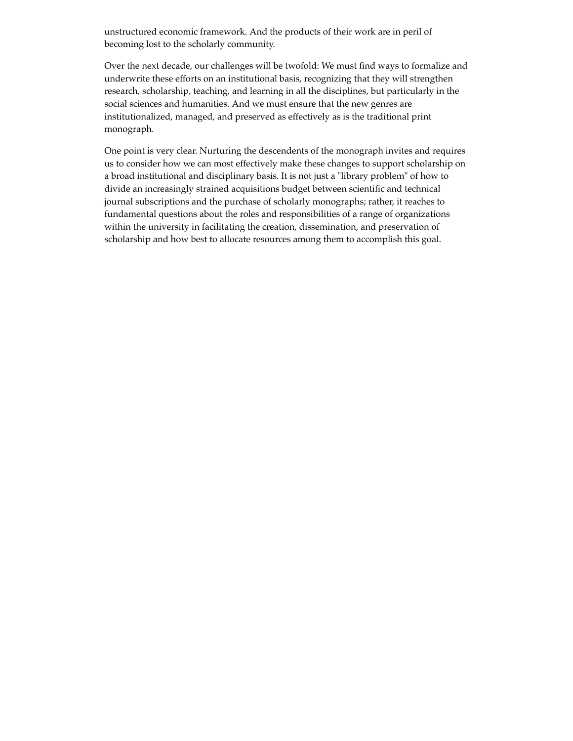unstructured economic framework. And the products of their work are in peril of becoming lost to the scholarly community.

Over the next decade, our challenges will be twofold: We must find ways to formalize and underwrite these efforts on an institutional basis, recognizing that they will strengthen research, scholarship, teaching, and learning in all the disciplines, but particularly in the social sciences and humanities. And we must ensure that the new genres are institutionalized, managed, and preserved as effectively as is the traditional print monograph.

One point is very clear. Nurturing the descendents of the monograph invites and requires us to consider how we can most effectively make these changes to support scholarship on a broad institutional and disciplinary basis. It is not just a "library problem" of how to divide an increasingly strained acquisitions budget between scientific and technical journal subscriptions and the purchase of scholarly monographs; rather, it reaches to fundamental questions about the roles and responsibilities of a range of organizations within the university in facilitating the creation, dissemination, and preservation of scholarship and how best to allocate resources among them to accomplish this goal.